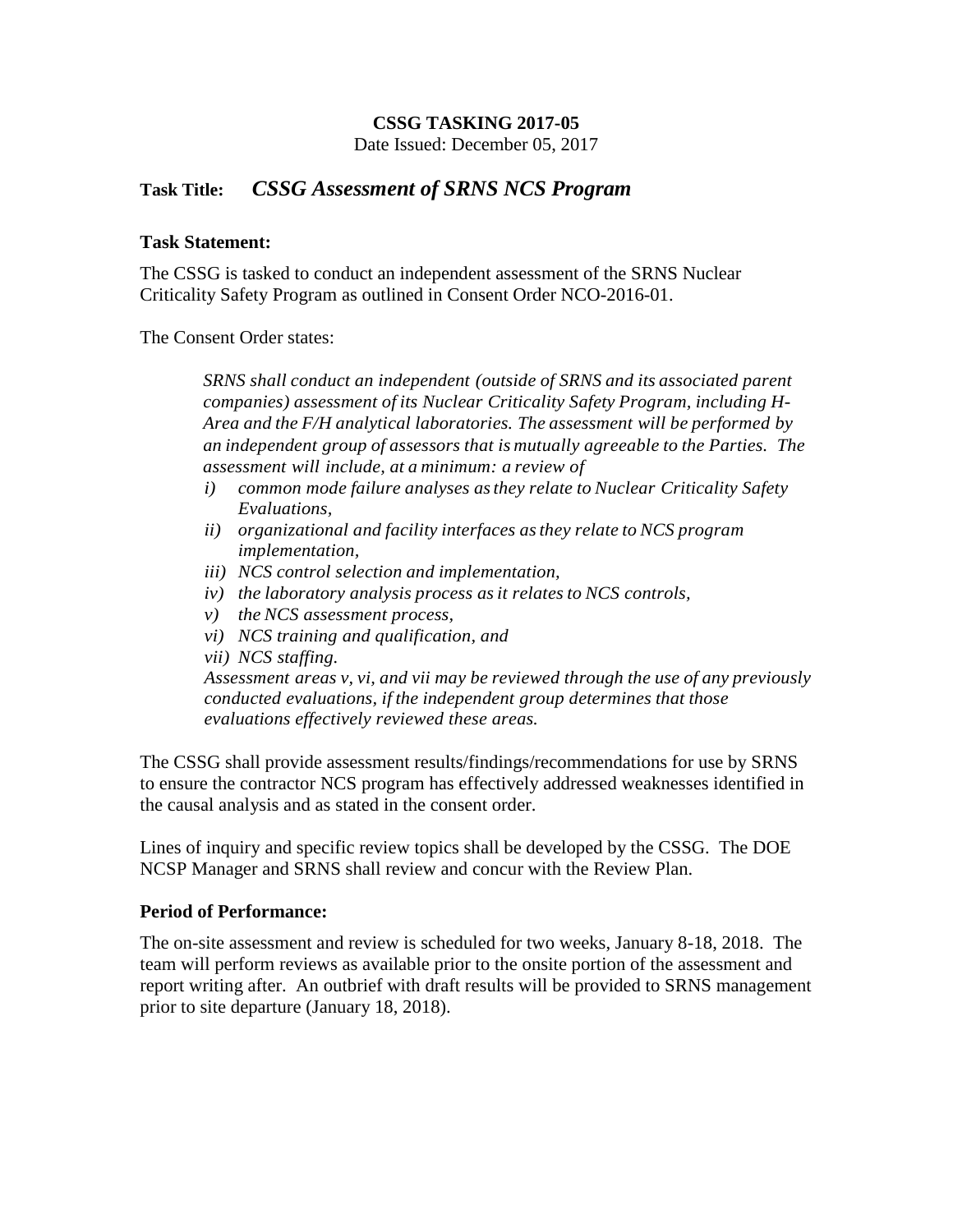**CSSG TASKING 2017-05**

Date Issued: December 05, 2017

**Task Title:** ***CSSG Assessment of SRNS NCS Program***

**Task Statement:**

The CSSG is tasked to conduct an independent assessment of the SRNS Nuclear Criticality Safety Program as outlined in Consent Order NCO-2016-01.

The Consent Order states:

> *SRNS shall conduct an independent (outside of SRNS and its associated parent companies) assessment of its Nuclear Criticality Safety Program, including H-Area and the F/H analytical laboratories. The assessment will be performed by an independent group of assessors that is mutually agreeable to the Parties. The assessment will include, at a minimum: a review of*
>
> *i) common mode failure analyses as they relate to Nuclear Criticality Safety Evaluations,*
> *ii) organizational and facility interfaces as they relate to NCS program implementation,*
> *iii) NCS control selection and implementation,*
> *iv) the laboratory analysis process as it relates to NCS controls,*
> *v) the NCS assessment process,*
> *vi) NCS training and qualification, and*
> *vii) NCS staffing.*
>
> *Assessment areas v, vi, and vii may be reviewed through the use of any previously conducted evaluations, if the independent group determines that those evaluations effectively reviewed these areas.*

The CSSG shall provide assessment results/findings/recommendations for use by SRNS to ensure the contractor NCS program has effectively addressed weaknesses identified in the causal analysis and as stated in the consent order.

Lines of inquiry and specific review topics shall be developed by the CSSG. The DOE NCSP Manager and SRNS shall review and concur with the Review Plan.

**Period of Performance:**

The on-site assessment and review is scheduled for two weeks, January 8-18, 2018. The team will perform reviews as available prior to the onsite portion of the assessment and report writing after. An outbrief with draft results will be provided to SRNS management prior to site departure (January 18, 2018).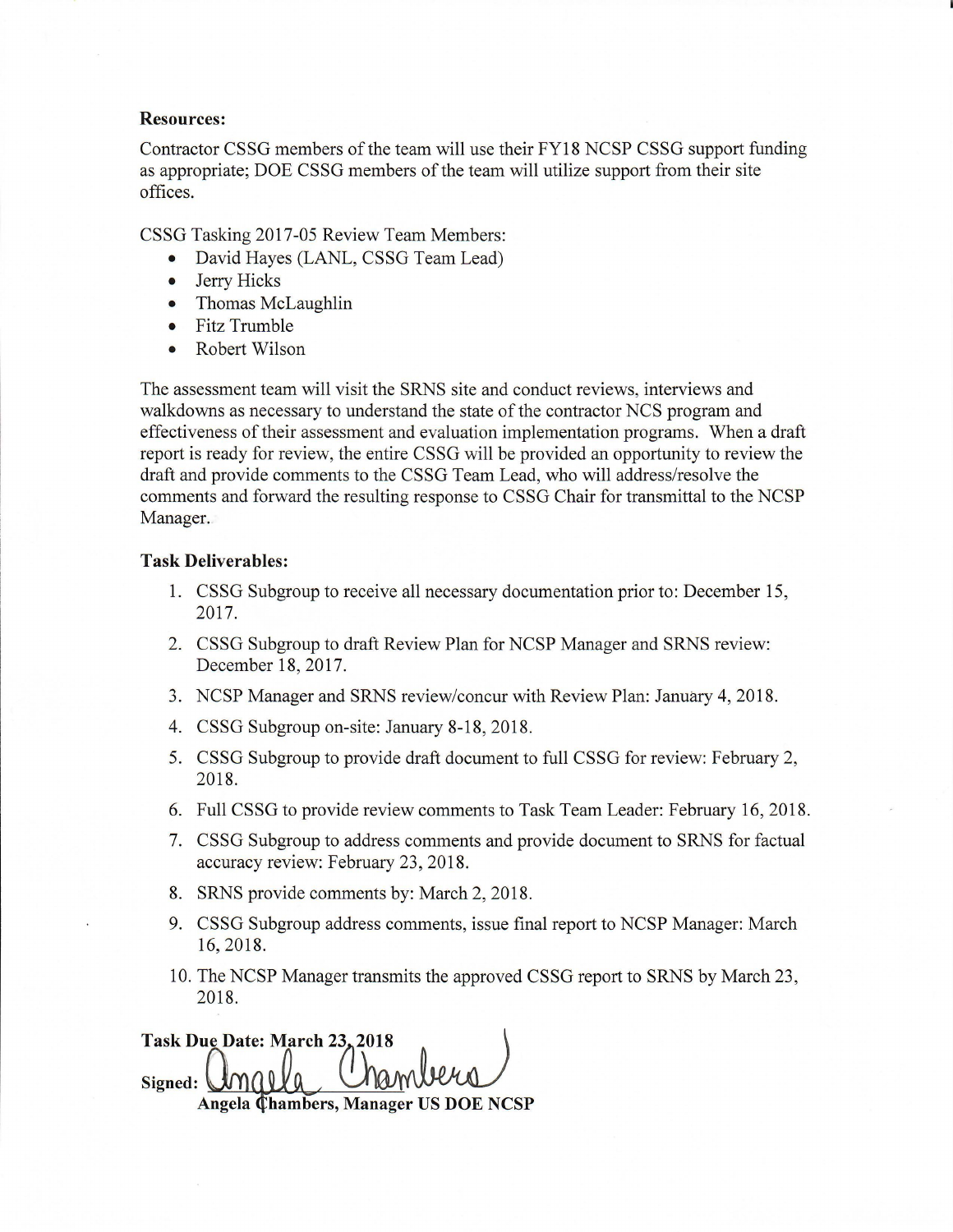**Resources:**

Contractor CSSG members of the team will use their FY18 NCSP CSSG support funding as appropriate; DOE CSSG members of the team will utilize support from their site offices.

CSSG Tasking 2017-05 Review Team Members:

- David Hayes (LANL, CSSG Team Lead)
- Jerry Hicks
- Thomas McLaughlin
- Fitz Trumble
- Robert Wilson

The assessment team will visit the SRNS site and conduct reviews, interviews and walkdowns as necessary to understand the state of the contractor NCS program and effectiveness of their assessment and evaluation implementation programs. When a draft report is ready for review, the entire CSSG will be provided an opportunity to review the draft and provide comments to the CSSG Team Lead, who will address/resolve the comments and forward the resulting response to CSSG Chair for transmittal to the NCSP Manager.

**Task Deliverables:**

1. CSSG Subgroup to receive all necessary documentation prior to: December 15, 2017.
2. CSSG Subgroup to draft Review Plan for NCSP Manager and SRNS review: December 18, 2017.
3. NCSP Manager and SRNS review/concur with Review Plan: January 4, 2018.
4. CSSG Subgroup on-site: January 8-18, 2018.
5. CSSG Subgroup to provide draft document to full CSSG for review: February 2, 2018.
6. Full CSSG to provide review comments to Task Team Leader: February 16, 2018.
7. CSSG Subgroup to address comments and provide document to SRNS for factual accuracy review: February 23, 2018.
8. SRNS provide comments by: March 2, 2018.
9. CSSG Subgroup address comments, issue final report to NCSP Manager: March 16, 2018.
10. The NCSP Manager transmits the approved CSSG report to SRNS by March 23, 2018.

**Task Due Date: March 23, 2018**

**Signed:** Angela Chambers

**Angela Chambers, Manager US DOE NCSP**